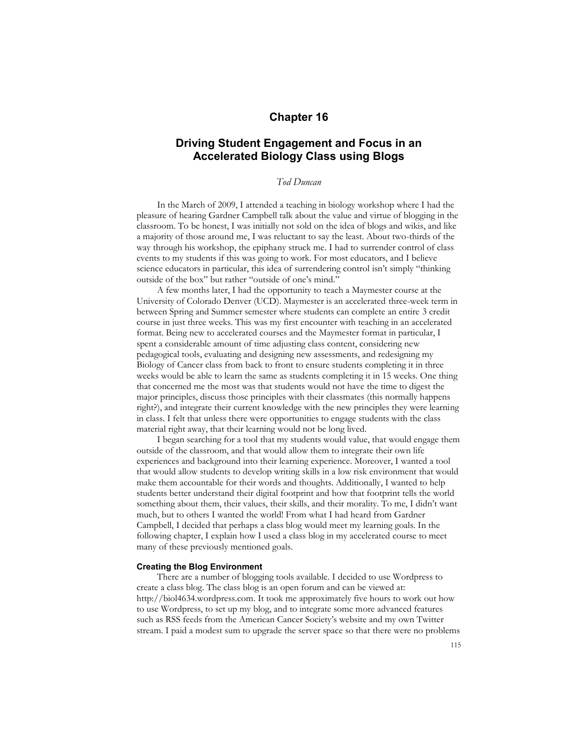# Chapter 16

## Driving Student Engagement and Focus in an Accelerated Biology Class using Blogs

*Tod Duncan*

In the March of 2009, I attended a teaching in biology workshop where I had the pleasure of hearing Gardner Campbell talk about the value and virtue of blogging in the classroom. To be honest, I was initially not sold on the idea of blogs and wikis, and like a majority of those around me, I was reluctant to say the least. About two-thirds of the way through his workshop, the epiphany struck me. I had to surrender control of class events to my students if this was going to work. For most educators, and I believe science educators in particular, this idea of surrendering control isn't simply "thinking outside of the box" but rather "outside of one's mind."

A few months later, I had the opportunity to teach a Maymester course at the University of Colorado Denver (UCD). Maymester is an accelerated three-week term in between Spring and Summer semester where students can complete an entire 3 credit course in just three weeks. This was my first encounter with teaching in an accelerated format. Being new to accelerated courses and the Maymester format in particular, I spent a considerable amount of time adjusting class content, considering new pedagogical tools, evaluating and designing new assessments, and redesigning my Biology of Cancer class from back to front to ensure students completing it in three weeks would be able to learn the same as students completing it in 15 weeks. One thing that concerned me the most was that students would not have the time to digest the major principles, discuss those principles with their classmates (this normally happens right?), and integrate their current knowledge with the new principles they were learning in class. I felt that unless there were opportunities to engage students with the class material right away, that their learning would not be long lived.

I began searching for a tool that my students would value, that would engage them outside of the classroom, and that would allow them to integrate their own life experiences and background into their learning experience. Moreover, I wanted a tool that would allow students to develop writing skills in a low risk environment that would make them accountable for their words and thoughts. Additionally, I wanted to help students better understand their digital footprint and how that footprint tells the world something about them, their values, their skills, and their morality. To me, I didn't want much, but to others I wanted the world! From what I had heard from Gardner Campbell, I decided that perhaps a class blog would meet my learning goals. In the following chapter, I explain how I used a class blog in my accelerated course to meet many of these previously mentioned goals.

### Creating the Blog Environment

There are a number of blogging tools available. I decided to use Wordpress to create a class blog. The class blog is an open forum and can be viewed at: http://biol4634.wordpress.com. It took me approximately five hours to work out how to use Wordpress, to set up my blog, and to integrate some more advanced features such as RSS feeds from the American Cancer Society's website and my own Twitter stream. I paid a modest sum to upgrade the server space so that there were no problems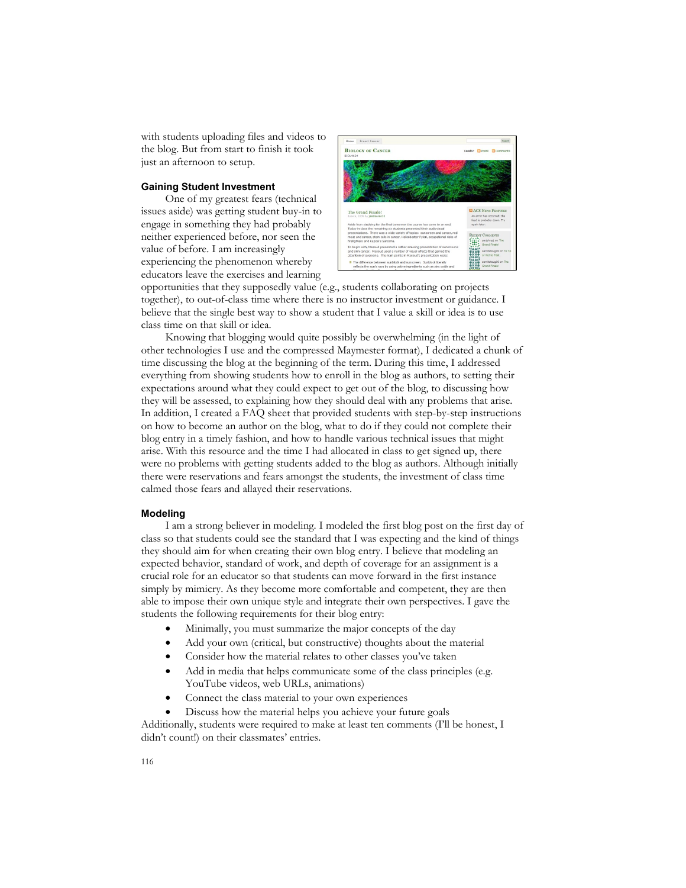with students uploading files and videos to the blog. But from start to finish it took just an afternoon to setup.

### Gaining Student Investment

One of my greatest fears (technical issues aside) was getting student buy-in to engage in something they had probably neither experienced before, nor seen the value of before. I am increasingly experiencing the phenomenon whereby educators leave the exercises and learning opportunities that they supposedly value (e.g., students collaborating on projects together), to out-of-class time where there is no instructor investment or guidance. I believe that the single best way to show a student that I value a skill or idea is to use class time on that skill or idea.

Knowing that blogging would quite possibly be overwhelming (in the light of other technologies I use and the compressed Maymester format), I dedicated a chunk of time discussing the blog at the beginning of the term. During this time, I addressed everything from showing students how to enroll in the blog as authors, to setting their expectations around what they could expect to get out of the blog, to discussing how they will be assessed, to explaining how they should deal with any problems that arise. In addition, I created a FAQ sheet that provided students with step-by-step instructions on how to become an author on the blog, what to do if they could not complete their blog entry in a timely fashion, and how to handle various technical issues that might arise. With this resource and the time I had allocated in class to get signed up, there were no problems with getting students added to the blog as authors. Although initially there were reservations and fears amongst the students, the investment of class time calmed those fears and allayed their reservations.

### Modeling

I am a strong believer in modeling. I modeled the first blog post on the first day of class so that students could see the standard that I was expecting and the kind of things they should aim for when creating their own blog entry. I believe that modeling an expected behavior, standard of work, and depth of coverage for an assignment is a crucial role for an educator so that students can move forward in the first instance simply by mimicry. As they become more comfortable and competent, they are then able to impose their own unique style and integrate their own perspectives. I gave the students the following requirements for their blog entry:

- Minimally, you must summarize the major concepts of the day
- Add your own (critical, but constructive) thoughts about the material
- Consider how the material relates to other classes you've taken
- Add in media that helps communicate some of the class principles (e.g. YouTube videos, web URLs, animations)
- Connect the class material to your own experiences
- Discuss how the material helps you achieve your future goals

Additionally, students were required to make at least ten comments (I'll be honest, I didn't count!) on their classmates' entries.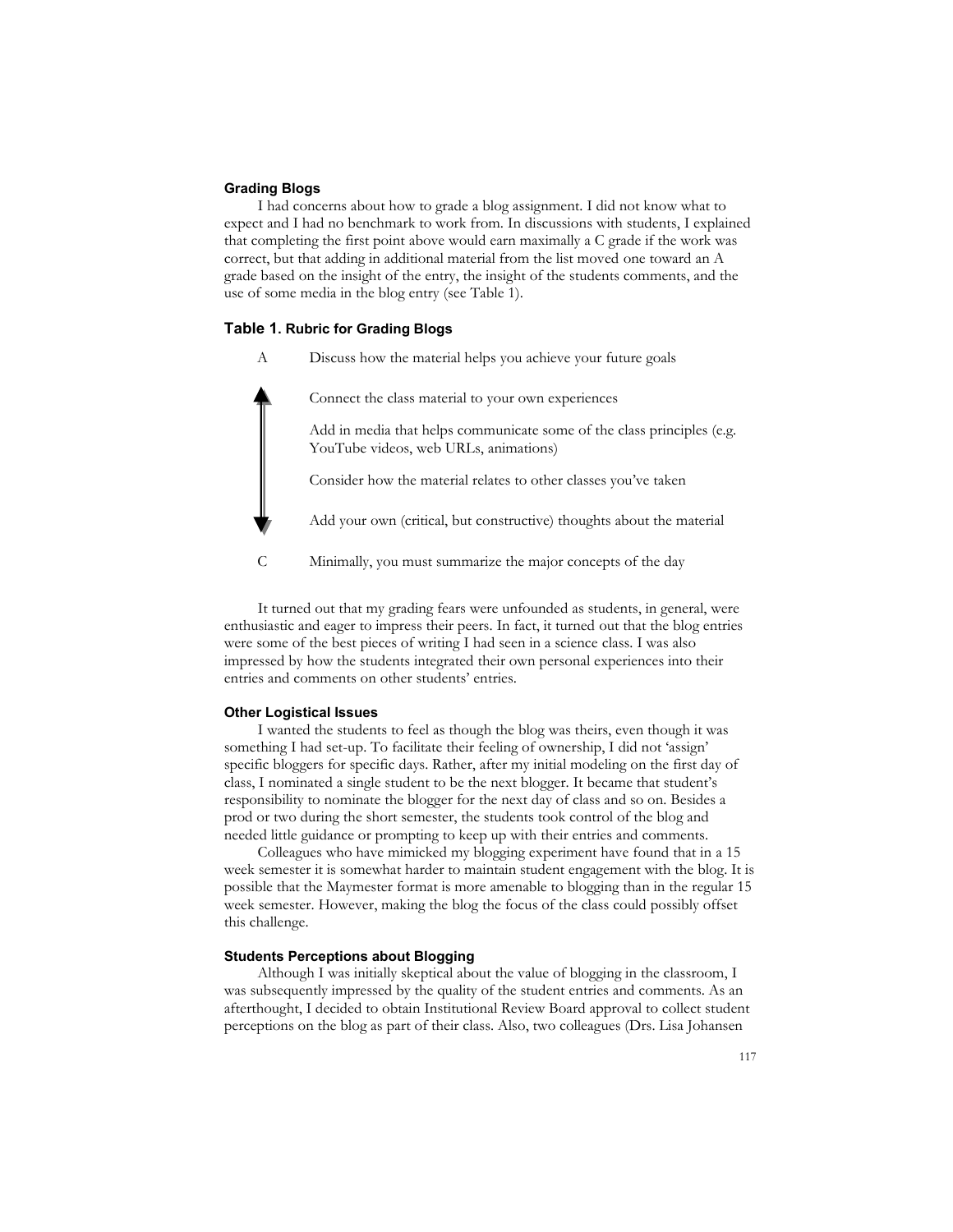### Grading Blogs

I had concerns about how to grade a blog assignment. I did not know what to expect and I had no benchmark to work from. In discussions with students, I explained that completing the first point above would earn maximally a C grade if the work was correct, but that adding in additional material from the list moved one toward an A grade based on the insight of the entry, the insight of the students comments, and the use of some media in the blog entry (see Table 1).

### Table 1. Rubric for Grading Blogs

| Grade | Criterion |
| --- | --- |
| A | Discuss how the material helps you achieve your future goals |
| ↕ | Connect the class material to your own experiences |
| | Add in media that helps communicate some of the class principles (e.g. YouTube videos, web URLs, animations) |
| | Consider how the material relates to other classes you've taken |
| | Add your own (critical, but constructive) thoughts about the material |
| C | Minimally, you must summarize the major concepts of the day |

It turned out that my grading fears were unfounded as students, in general, were enthusiastic and eager to impress their peers. In fact, it turned out that the blog entries were some of the best pieces of writing I had seen in a science class. I was also impressed by how the students integrated their own personal experiences into their entries and comments on other students' entries.

### Other Logistical Issues

I wanted the students to feel as though the blog was theirs, even though it was something I had set-up. To facilitate their feeling of ownership, I did not 'assign' specific bloggers for specific days. Rather, after my initial modeling on the first day of class, I nominated a single student to be the next blogger. It became that student's responsibility to nominate the blogger for the next day of class and so on. Besides a prod or two during the short semester, the students took control of the blog and needed little guidance or prompting to keep up with their entries and comments.

Colleagues who have mimicked my blogging experiment have found that in a 15 week semester it is somewhat harder to maintain student engagement with the blog. It is possible that the Maymester format is more amenable to blogging than in the regular 15 week semester. However, making the blog the focus of the class could possibly offset this challenge.

### Students Perceptions about Blogging

Although I was initially skeptical about the value of blogging in the classroom, I was subsequently impressed by the quality of the student entries and comments. As an afterthought, I decided to obtain Institutional Review Board approval to collect student perceptions on the blog as part of their class. Also, two colleagues (Drs. Lisa Johansen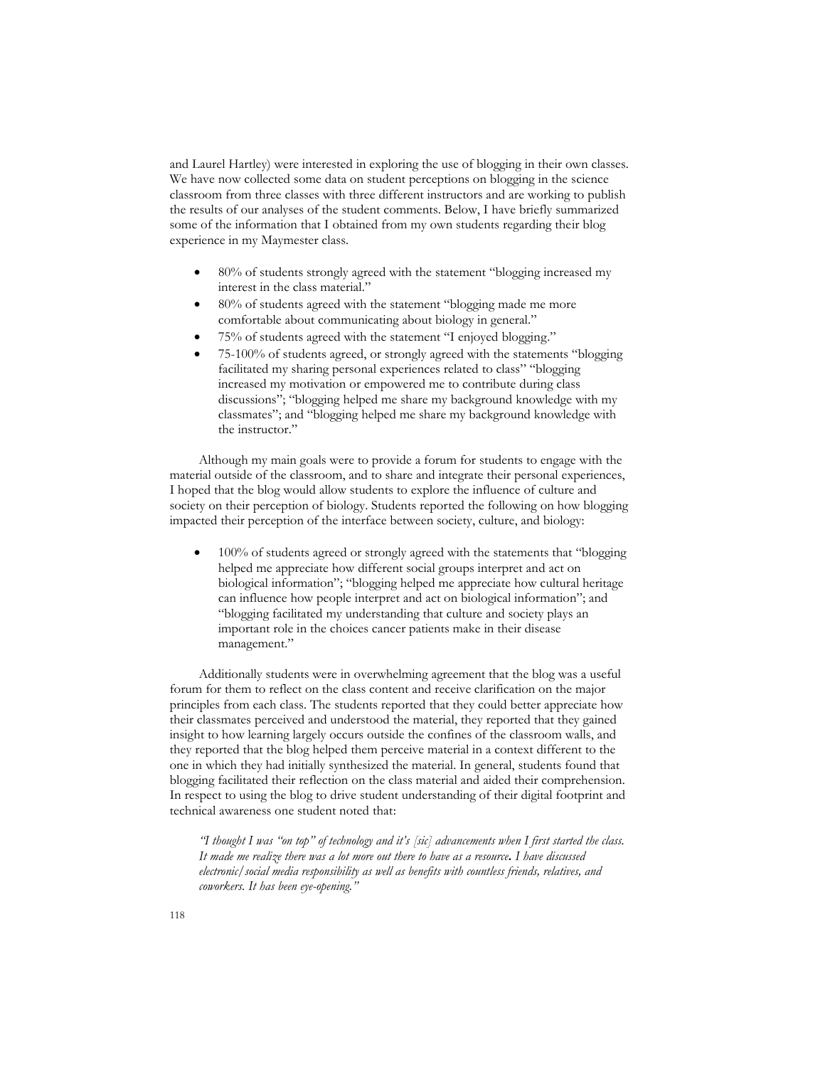and Laurel Hartley) were interested in exploring the use of blogging in their own classes. We have now collected some data on student perceptions on blogging in the science classroom from three classes with three different instructors and are working to publish the results of our analyses of the student comments. Below, I have briefly summarized some of the information that I obtained from my own students regarding their blog experience in my Maymester class.

- 80% of students strongly agreed with the statement "blogging increased my interest in the class material."
- 80% of students agreed with the statement "blogging made me more comfortable about communicating about biology in general."
- 75% of students agreed with the statement "I enjoyed blogging."
- 75-100% of students agreed, or strongly agreed with the statements "blogging facilitated my sharing personal experiences related to class" "blogging increased my motivation or empowered me to contribute during class discussions"; "blogging helped me share my background knowledge with my classmates"; and "blogging helped me share my background knowledge with the instructor."

Although my main goals were to provide a forum for students to engage with the material outside of the classroom, and to share and integrate their personal experiences, I hoped that the blog would allow students to explore the influence of culture and society on their perception of biology. Students reported the following on how blogging impacted their perception of the interface between society, culture, and biology:

- 100% of students agreed or strongly agreed with the statements that "blogging helped me appreciate how different social groups interpret and act on biological information"; "blogging helped me appreciate how cultural heritage can influence how people interpret and act on biological information"; and "blogging facilitated my understanding that culture and society plays an important role in the choices cancer patients make in their disease management."

Additionally students were in overwhelming agreement that the blog was a useful forum for them to reflect on the class content and receive clarification on the major principles from each class. The students reported that they could better appreciate how their classmates perceived and understood the material, they reported that they gained insight to how learning largely occurs outside the confines of the classroom walls, and they reported that the blog helped them perceive material in a context different to the one in which they had initially synthesized the material. In general, students found that blogging facilitated their reflection on the class material and aided their comprehension. In respect to using the blog to drive student understanding of their digital footprint and technical awareness one student noted that:

*"I thought I was "on top" of technology and it's [sic] advancements when I first started the class. It made me realize there was a lot more out there to have as a resource. I have discussed electronic/social media responsibility as well as benefits with countless friends, relatives, and coworkers. It has been eye-opening."*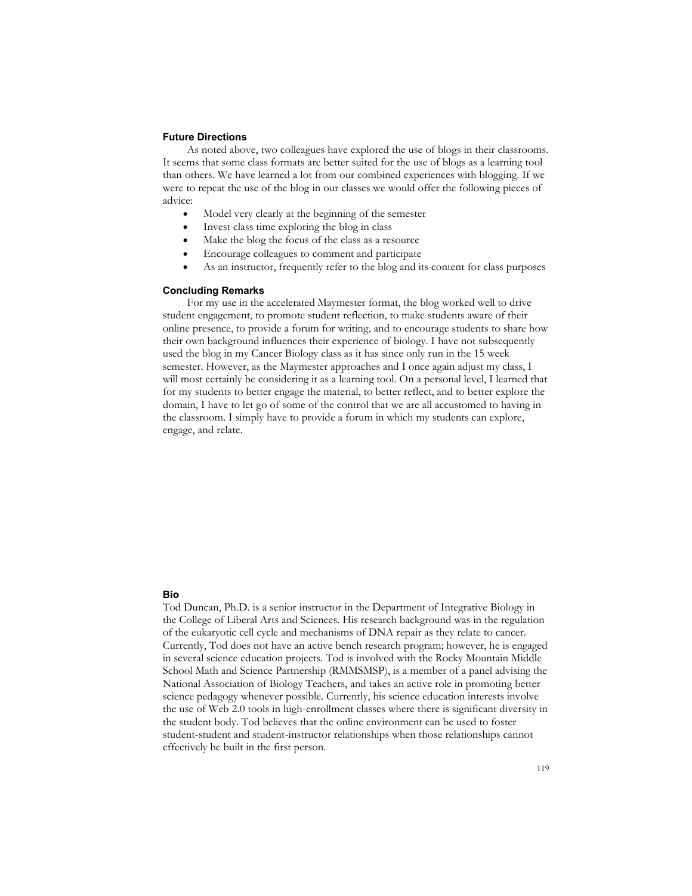## Future Directions

As noted above, two colleagues have explored the use of blogs in their classrooms. It seems that some class formats are better suited for the use of blogs as a learning tool than others. We have learned a lot from our combined experiences with blogging. If we were to repeat the use of the blog in our classes we would offer the following pieces of advice:

- Model very clearly at the beginning of the semester
- Invest class time exploring the blog in class
- Make the blog the focus of the class as a resource
- Encourage colleagues to comment and participate
- As an instructor, frequently refer to the blog and its content for class purposes

## Concluding Remarks

For my use in the accelerated Maymester format, the blog worked well to drive student engagement, to promote student reflection, to make students aware of their online presence, to provide a forum for writing, and to encourage students to share how their own background influences their experience of biology. I have not subsequently used the blog in my Cancer Biology class as it has since only run in the 15 week semester. However, as the Maymester approaches and I once again adjust my class, I will most certainly be considering it as a learning tool. On a personal level, I learned that for my students to better engage the material, to better reflect, and to better explore the domain, I have to let go of some of the control that we are all accustomed to having in the classroom. I simply have to provide a forum in which my students can explore, engage, and relate.

## Bio

Tod Duncan, Ph.D. is a senior instructor in the Department of Integrative Biology in the College of Liberal Arts and Sciences. His research background was in the regulation of the eukaryotic cell cycle and mechanisms of DNA repair as they relate to cancer. Currently, Tod does not have an active bench research program; however, he is engaged in several science education projects. Tod is involved with the Rocky Mountain Middle School Math and Science Partnership (RMMSMSP), is a member of a panel advising the National Association of Biology Teachers, and takes an active role in promoting better science pedagogy whenever possible. Currently, his science education interests involve the use of Web 2.0 tools in high-enrollment classes where there is significant diversity in the student body. Tod believes that the online environment can be used to foster student-student and student-instructor relationships when those relationships cannot effectively be built in the first person.